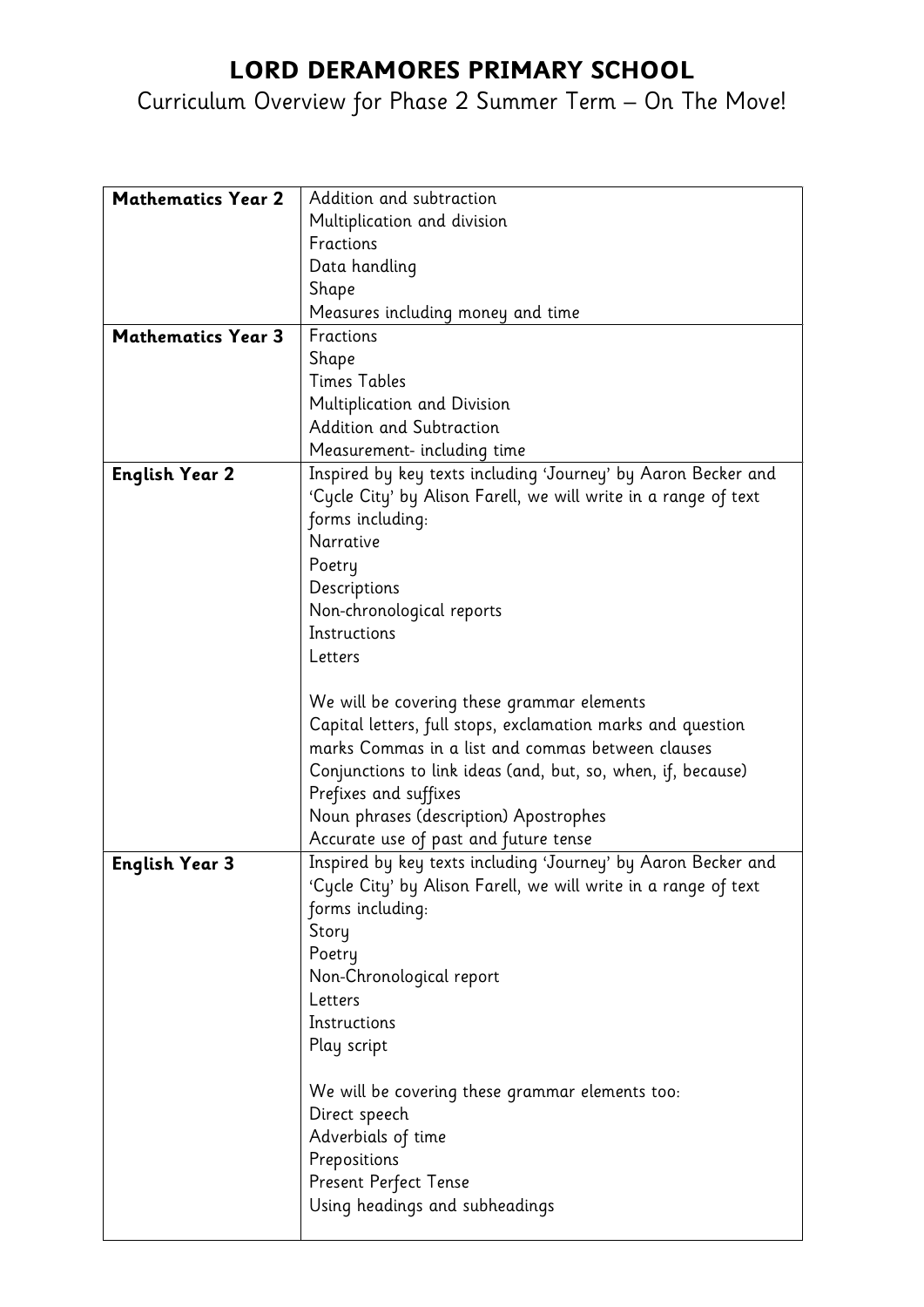# LORD DERAMORES PRIMARY SCHOOL

Curriculum Overview for Phase 2 Summer Term – On The Move!

| | |
|---|---|
| **Mathematics Year 2** | Addition and subtraction<br>Multiplication and division<br>Fractions<br>Data handling<br>Shape<br>Measures including money and time |
| **Mathematics Year 3** | Fractions<br>Shape<br>Times Tables<br>Multiplication and Division<br>Addition and Subtraction<br>Measurement- including time |
| **English Year 2** | Inspired by key texts including 'Journey' by Aaron Becker and 'Cycle City' by Alison Farell, we will write in a range of text forms including:<br>Narrative<br>Poetry<br>Descriptions<br>Non-chronological reports<br>Instructions<br>Letters<br><br>We will be covering these grammar elements<br>Capital letters, full stops, exclamation marks and question marks Commas in a list and commas between clauses<br>Conjunctions to link ideas (and, but, so, when, if, because)<br>Prefixes and suffixes<br>Noun phrases (description) Apostrophes<br>Accurate use of past and future tense |
| **English Year 3** | Inspired by key texts including 'Journey' by Aaron Becker and 'Cycle City' by Alison Farell, we will write in a range of text forms including:<br>Story<br>Poetry<br>Non-Chronological report<br>Letters<br>Instructions<br>Play script<br><br>We will be covering these grammar elements too:<br>Direct speech<br>Adverbials of time<br>Prepositions<br>Present Perfect Tense<br>Using headings and subheadings |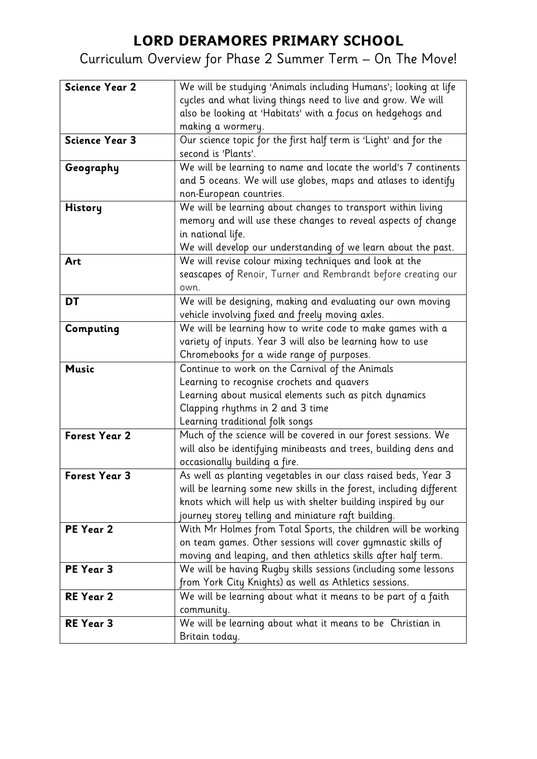# LORD DERAMORES PRIMARY SCHOOL

## Curriculum Overview for Phase 2 Summer Term – On The Move!

| | |
|---|---|
| **Science Year 2** | We will be studying 'Animals including Humans'; looking at life cycles and what living things need to live and grow. We will also be looking at 'Habitats' with a focus on hedgehogs and making a wormery. |
| **Science Year 3** | Our science topic for the first half term is 'Light' and for the second is 'Plants'. |
| **Geography** | We will be learning to name and locate the world's 7 continents and 5 oceans. We will use globes, maps and atlases to identify non-European countries. |
| **History** | We will be learning about changes to transport within living memory and will use these changes to reveal aspects of change in national life.<br>We will develop our understanding of we learn about the past. |
| **Art** | We will revise colour mixing techniques and look at the seascapes of Renoir, Turner and Rembrandt before creating our own. |
| **DT** | We will be designing, making and evaluating our own moving vehicle involving fixed and freely moving axles. |
| **Computing** | We will be learning how to write code to make games with a variety of inputs. Year 3 will also be learning how to use Chromebooks for a wide range of purposes. |
| **Music** | Continue to work on the Carnival of the Animals<br>Learning to recognise crochets and quavers<br>Learning about musical elements such as pitch dynamics<br>Clapping rhythms in 2 and 3 time<br>Learning traditional folk songs |
| **Forest Year 2** | Much of the science will be covered in our forest sessions. We will also be identifying minibeasts and trees, building dens and occasionally building a fire. |
| **Forest Year 3** | As well as planting vegetables in our class raised beds, Year 3 will be learning some new skills in the forest, including different knots which will help us with shelter building inspired by our journey storey telling and miniature raft building. |
| **PE Year 2** | With Mr Holmes from Total Sports, the children will be working on team games. Other sessions will cover gymnastic skills of moving and leaping, and then athletics skills after half term. |
| **PE Year 3** | We will be having Rugby skills sessions (including some lessons from York City Knights) as well as Athletics sessions. |
| **RE Year 2** | We will be learning about what it means to be part of a faith community. |
| **RE Year 3** | We will be learning about what it means to be Christian in Britain today. |